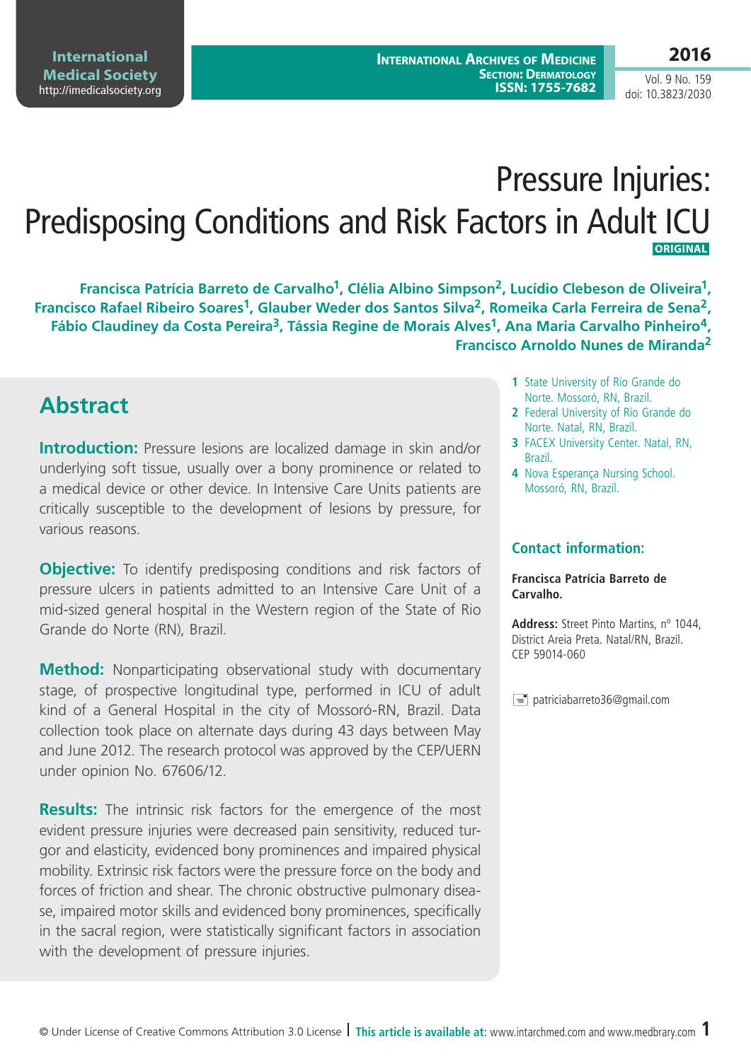# Pressure Injuries: Predisposing Conditions and Risk Factors in Adult ICU

**ORIGINAL**

**Francisca Patrícia Barreto de Carvalho[1], Clélia Albino Simpson[2], Lucídio Clebeson de Oliveira[1], Francisco Rafael Ribeiro Soares[1], Glauber Weder dos Santos Silva[2], Romeika Carla Ferreira de Sena[2], Fábio Claudiney da Costa Pereira[3], Tássia Regine de Morais Alves[1], Ana Maria Carvalho Pinheiro[4], Francisco Arnoldo Nunes de Miranda[2]**

1. State University of Rio Grande do Norte. Mossoró, RN, Brazil.
2. Federal University of Rio Grande do Norte. Natal, RN, Brazil.
3. FACEX University Center. Natal, RN, Brazil.
4. Nova Esperança Nursing School. Mossoró, RN, Brazil.

### Contact information:

**Francisca Patrícia Barreto de Carvalho.**

**Address:** Street Pinto Martins, nº 1044, District Areia Preta. Natal/RN, Brazil. CEP 59014-060

patriciabarreto36@gmail.com

## Abstract

**Introduction:** Pressure lesions are localized damage in skin and/or underlying soft tissue, usually over a bony prominence or related to a medical device or other device. In Intensive Care Units patients are critically susceptible to the development of lesions by pressure, for various reasons.

**Objective:** To identify predisposing conditions and risk factors of pressure ulcers in patients admitted to an Intensive Care Unit of a mid-sized general hospital in the Western region of the State of Rio Grande do Norte (RN), Brazil.

**Method:** Nonparticipating observational study with documentary stage, of prospective longitudinal type, performed in ICU of adult kind of a General Hospital in the city of Mossoró-RN, Brazil. Data collection took place on alternate days during 43 days between May and June 2012. The research protocol was approved by the CEP/UERN under opinion No. 67606/12.

**Results:** The intrinsic risk factors for the emergence of the most evident pressure injuries were decreased pain sensitivity, reduced turgor and elasticity, evidenced bony prominences and impaired physical mobility. Extrinsic risk factors were the pressure force on the body and forces of friction and shear. The chronic obstructive pulmonary disease, impaired motor skills and evidenced bony prominences, specifically in the sacral region, were statistically significant factors in association with the development of pressure injuries.

© Under License of Creative Commons Attribution 3.0 License | **This article is available at:** www.intarchmed.com and www.medbrary.com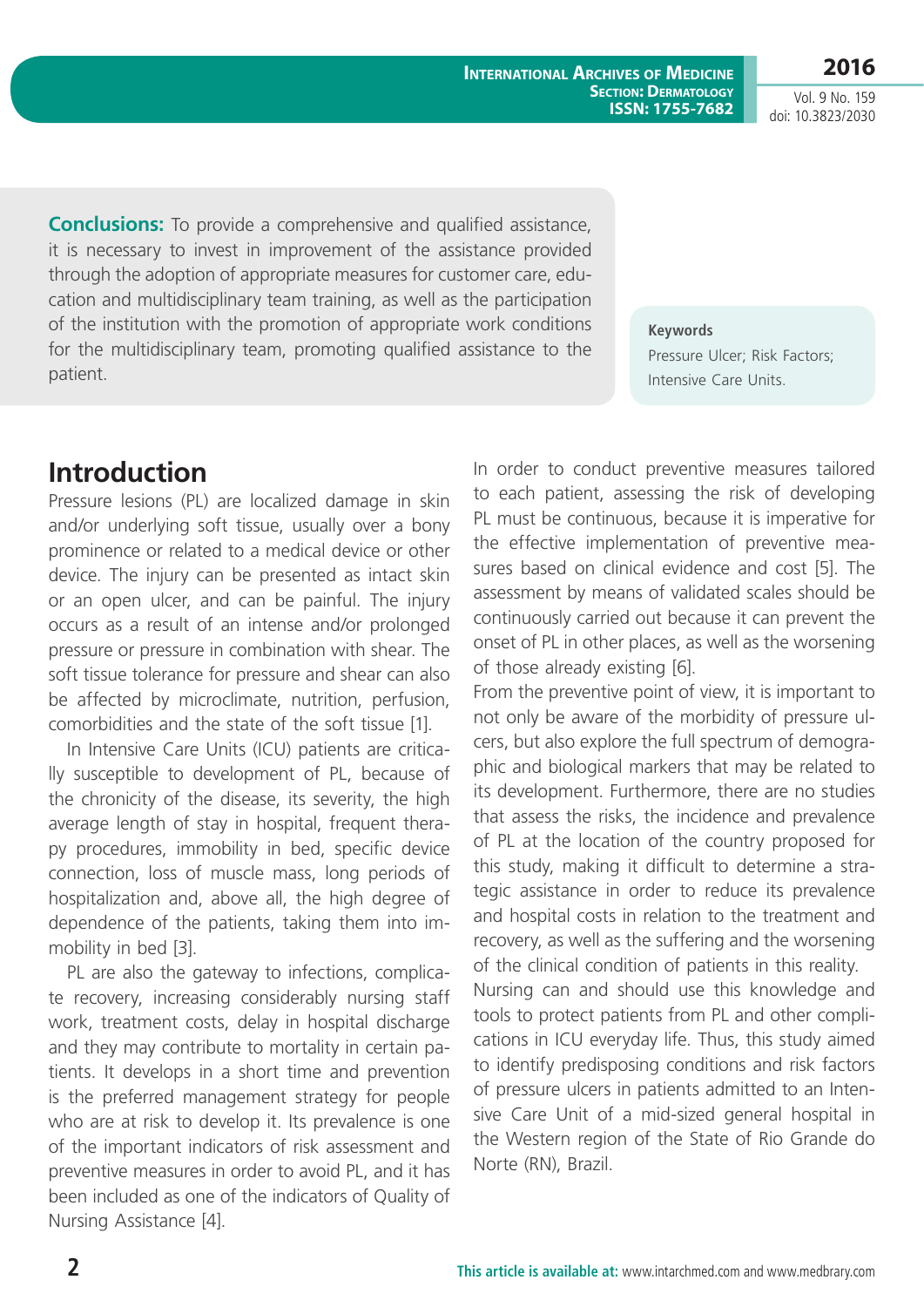**Conclusions:** To provide a comprehensive and qualified assistance, it is necessary to invest in improvement of the assistance provided through the adoption of appropriate measures for customer care, education and multidisciplinary team training, as well as the participation of the institution with the promotion of appropriate work conditions for the multidisciplinary team, promoting qualified assistance to the patient.

**Keywords**

Pressure Ulcer; Risk Factors; Intensive Care Units.

## Introduction

Pressure lesions (PL) are localized damage in skin and/or underlying soft tissue, usually over a bony prominence or related to a medical device or other device. The injury can be presented as intact skin or an open ulcer, and can be painful. The injury occurs as a result of an intense and/or prolonged pressure or pressure in combination with shear. The soft tissue tolerance for pressure and shear can also be affected by microclimate, nutrition, perfusion, comorbidities and the state of the soft tissue [1].

In Intensive Care Units (ICU) patients are critically susceptible to development of PL, because of the chronicity of the disease, its severity, the high average length of stay in hospital, frequent therapy procedures, immobility in bed, specific device connection, loss of muscle mass, long periods of hospitalization and, above all, the high degree of dependence of the patients, taking them into immobility in bed [3].

PL are also the gateway to infections, complicate recovery, increasing considerably nursing staff work, treatment costs, delay in hospital discharge and they may contribute to mortality in certain patients. It develops in a short time and prevention is the preferred management strategy for people who are at risk to develop it. Its prevalence is one of the important indicators of risk assessment and preventive measures in order to avoid PL, and it has been included as one of the indicators of Quality of Nursing Assistance [4].

In order to conduct preventive measures tailored to each patient, assessing the risk of developing PL must be continuous, because it is imperative for the effective implementation of preventive measures based on clinical evidence and cost [5]. The assessment by means of validated scales should be continuously carried out because it can prevent the onset of PL in other places, as well as the worsening of those already existing [6].

From the preventive point of view, it is important to not only be aware of the morbidity of pressure ulcers, but also explore the full spectrum of demographic and biological markers that may be related to its development. Furthermore, there are no studies that assess the risks, the incidence and prevalence of PL at the location of the country proposed for this study, making it difficult to determine a strategic assistance in order to reduce its prevalence and hospital costs in relation to the treatment and recovery, as well as the suffering and the worsening of the clinical condition of patients in this reality.

Nursing can and should use this knowledge and tools to protect patients from PL and other complications in ICU everyday life. Thus, this study aimed to identify predisposing conditions and risk factors of pressure ulcers in patients admitted to an Intensive Care Unit of a mid-sized general hospital in the Western region of the State of Rio Grande do Norte (RN), Brazil.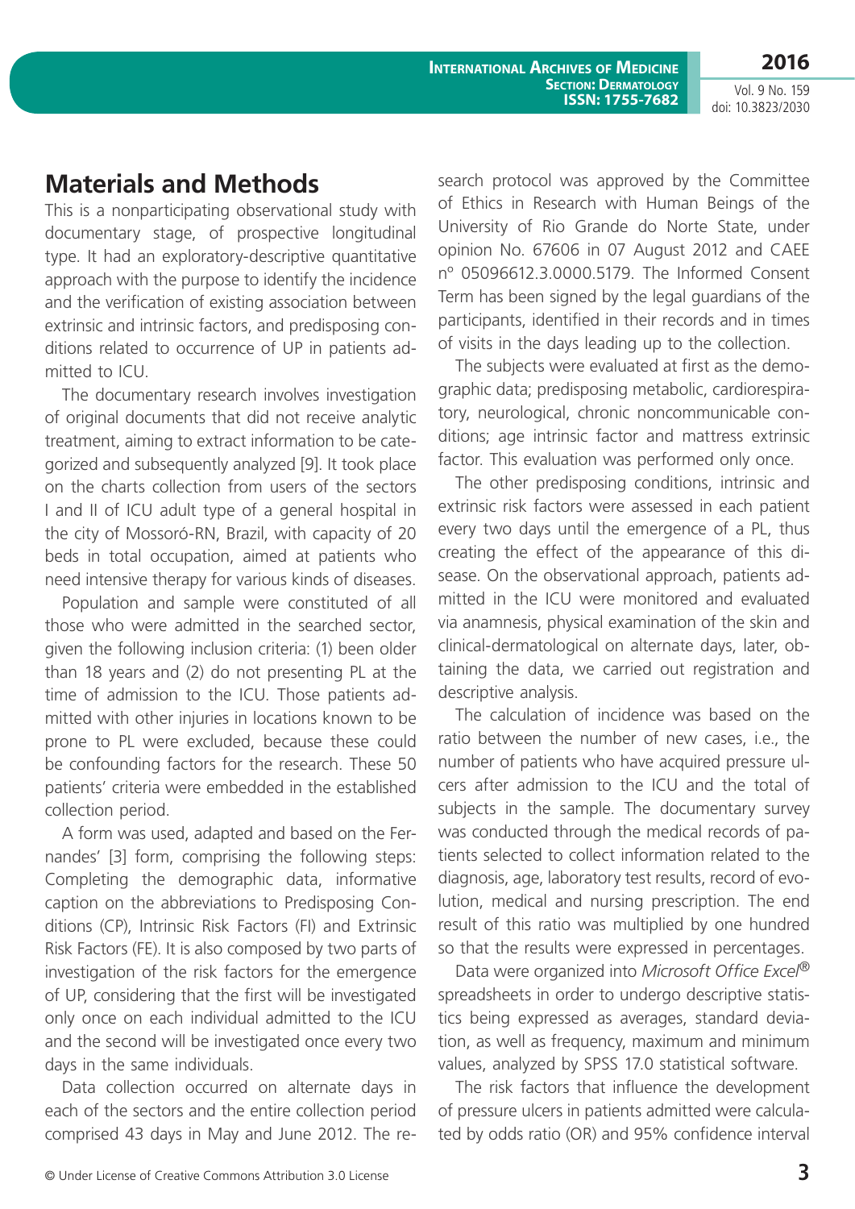## Materials and Methods

This is a nonparticipating observational study with documentary stage, of prospective longitudinal type. It had an exploratory-descriptive quantitative approach with the purpose to identify the incidence and the verification of existing association between extrinsic and intrinsic factors, and predisposing conditions related to occurrence of UP in patients admitted to ICU.

The documentary research involves investigation of original documents that did not receive analytic treatment, aiming to extract information to be categorized and subsequently analyzed [9]. It took place on the charts collection from users of the sectors I and II of ICU adult type of a general hospital in the city of Mossoró-RN, Brazil, with capacity of 20 beds in total occupation, aimed at patients who need intensive therapy for various kinds of diseases.

Population and sample were constituted of all those who were admitted in the searched sector, given the following inclusion criteria: (1) been older than 18 years and (2) do not presenting PL at the time of admission to the ICU. Those patients admitted with other injuries in locations known to be prone to PL were excluded, because these could be confounding factors for the research. These 50 patients' criteria were embedded in the established collection period.

A form was used, adapted and based on the Fernandes' [3] form, comprising the following steps: Completing the demographic data, informative caption on the abbreviations to Predisposing Conditions (CP), Intrinsic Risk Factors (FI) and Extrinsic Risk Factors (FE). It is also composed by two parts of investigation of the risk factors for the emergence of UP, considering that the first will be investigated only once on each individual admitted to the ICU and the second will be investigated once every two days in the same individuals.

Data collection occurred on alternate days in each of the sectors and the entire collection period comprised 43 days in May and June 2012. The research protocol was approved by the Committee of Ethics in Research with Human Beings of the University of Rio Grande do Norte State, under opinion No. 67606 in 07 August 2012 and CAEE nº 05096612.3.0000.5179. The Informed Consent Term has been signed by the legal guardians of the participants, identified in their records and in times of visits in the days leading up to the collection.

The subjects were evaluated at first as the demographic data; predisposing metabolic, cardiorespiratory, neurological, chronic noncommunicable conditions; age intrinsic factor and mattress extrinsic factor. This evaluation was performed only once.

The other predisposing conditions, intrinsic and extrinsic risk factors were assessed in each patient every two days until the emergence of a PL, thus creating the effect of the appearance of this disease. On the observational approach, patients admitted in the ICU were monitored and evaluated via anamnesis, physical examination of the skin and clinical-dermatological on alternate days, later, obtaining the data, we carried out registration and descriptive analysis.

The calculation of incidence was based on the ratio between the number of new cases, i.e., the number of patients who have acquired pressure ulcers after admission to the ICU and the total of subjects in the sample. The documentary survey was conducted through the medical records of patients selected to collect information related to the diagnosis, age, laboratory test results, record of evolution, medical and nursing prescription. The end result of this ratio was multiplied by one hundred so that the results were expressed in percentages.

Data were organized into *Microsoft Office Excel®* spreadsheets in order to undergo descriptive statistics being expressed as averages, standard deviation, as well as frequency, maximum and minimum values, analyzed by SPSS 17.0 statistical software.

The risk factors that influence the development of pressure ulcers in patients admitted were calculated by odds ratio (OR) and 95% confidence interval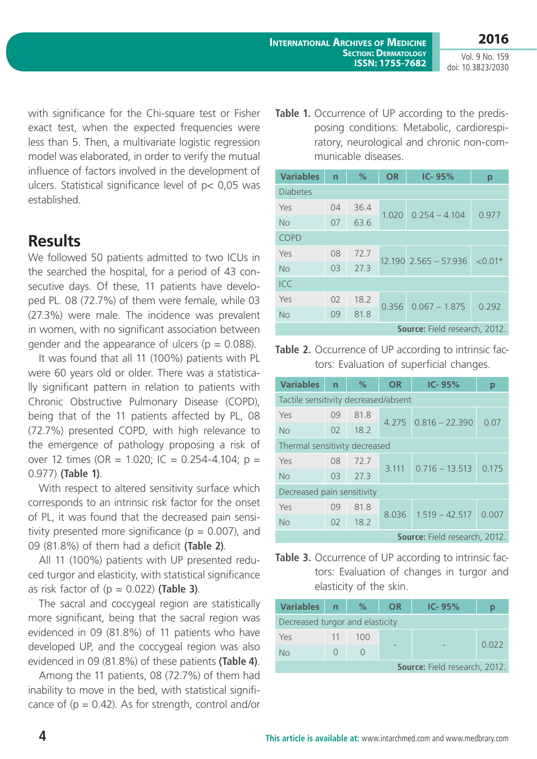with significance for the Chi-square test or Fisher exact test, when the expected frequencies were less than 5. Then, a multivariate logistic regression model was elaborated, in order to verify the mutual influence of factors involved in the development of ulcers. Statistical significance level of p< 0,05 was established.

## Results

We followed 50 patients admitted to two ICUs in the searched the hospital, for a period of 43 consecutive days. Of these, 11 patients have developed PL. 08 (72.7%) of them were female, while 03 (27.3%) were male. The incidence was prevalent in women, with no significant association between gender and the appearance of ulcers (p = 0.088).

It was found that all 11 (100%) patients with PL were 60 years old or older. There was a statistically significant pattern in relation to patients with Chronic Obstructive Pulmonary Disease (COPD), being that of the 11 patients affected by PL, 08 (72.7%) presented COPD, with high relevance to the emergence of pathology proposing a risk of over 12 times (OR = 1.020; IC = 0.254-4.104; p = 0.977) **(Table 1)**.

With respect to altered sensitivity surface which corresponds to an intrinsic risk factor for the onset of PL, it was found that the decreased pain sensitivity presented more significance (p = 0.007), and 09 (81.8%) of them had a deficit **(Table 2)**.

All 11 (100%) patients with UP presented reduced turgor and elasticity, with statistical significance as risk factor of (p = 0.022) **(Table 3)**.

The sacral and coccygeal region are statistically more significant, being that the sacral region was evidenced in 09 (81.8%) of 11 patients who have developed UP, and the coccygeal region was also evidenced in 09 (81.8%) of these patients **(Table 4)**.

Among the 11 patients, 08 (72.7%) of them had inability to move in the bed, with statistical significance of (p = 0.42). As for strength, control and/or

**Table 1.** Occurrence of UP according to the predisposing conditions: Metabolic, cardiorespiratory, neurological and chronic non-communicable diseases.

| Variables | n | % | OR | IC- 95% | p |
|---|---|---|---|---|---|
| Diabetes | | | | | |
| Yes | 04 | 36.4 | 1.020 | 0.254 – 4.104 | 0.977 |
| No | 07 | 63.6 | | | |
| COPD | | | | | |
| Yes | 08 | 72.7 | 12.190 | 2.565 – 57.936 | <0.01* |
| No | 03 | 27.3 | | | |
| ICC | | | | | |
| Yes | 02 | 18.2 | 0.356 | 0.067 – 1.875 | 0.292 |
| No | 09 | 81.8 | | | |

**Source:** Field research, 2012.

**Table 2.** Occurrence of UP according to intrinsic factors: Evaluation of superficial changes.

| Variables | n | % | OR | IC- 95% | p |
|---|---|---|---|---|---|
| Tactile sensitivity decreased/absent | | | | | |
| Yes | 09 | 81.8 | 4.275 | 0.816 – 22.390 | 0.07 |
| No | 02 | 18.2 | | | |
| Thermal sensitivity decreased | | | | | |
| Yes | 08 | 72.7 | 3.111 | 0.716 – 13.513 | 0.175 |
| No | 03 | 27.3 | | | |
| Decreased pain sensitivity | | | | | |
| Yes | 09 | 81.8 | 8.036 | 1.519 – 42.517 | 0.007 |
| No | 02 | 18.2 | | | |

**Source:** Field research, 2012.

**Table 3.** Occurrence of UP according to intrinsic factors: Evaluation of changes in turgor and elasticity of the skin.

| Variables | n | % | OR | IC- 95% | p |
|---|---|---|---|---|---|
| Decreased turgor and elasticity | | | | | |
| Yes | 11 | 100 | - | - | 0.022 |
| No | 0 | 0 | | | |

**Source:** Field research, 2012.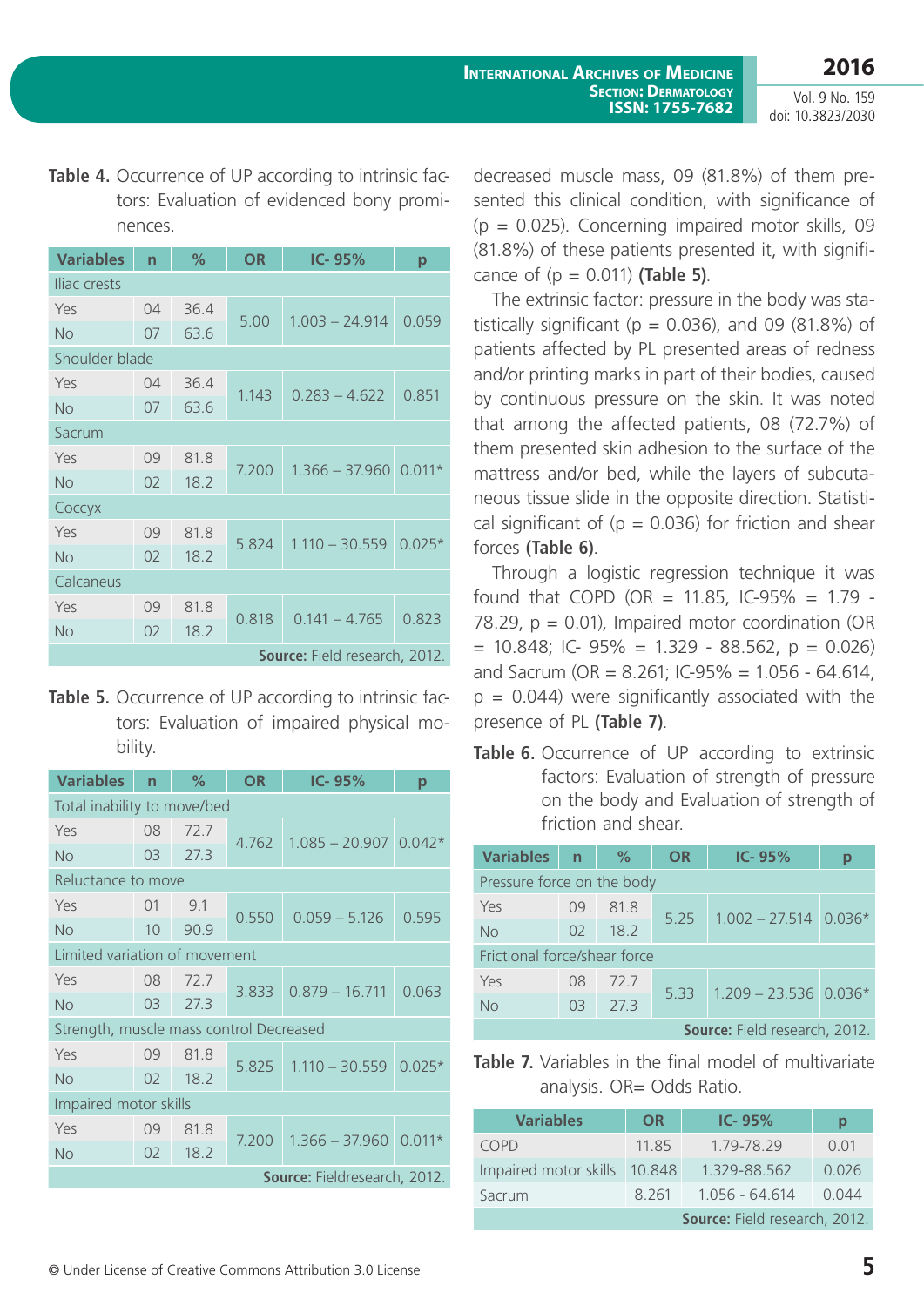**Table 4.** Occurrence of UP according to intrinsic factors: Evaluation of evidenced bony prominences.

| Variables | n | % | OR | IC- 95% | p |
|---|---|---|---|---|---|
| Iliac crests | | | | | |
| Yes | 04 | 36.4 | 5.00 | 1.003 – 24.914 | 0.059 |
| No | 07 | 63.6 | | | |
| Shoulder blade | | | | | |
| Yes | 04 | 36.4 | 1.143 | 0.283 – 4.622 | 0.851 |
| No | 07 | 63.6 | | | |
| Sacrum | | | | | |
| Yes | 09 | 81.8 | 7.200 | 1.366 – 37.960 | 0.011* |
| No | 02 | 18.2 | | | |
| Coccyx | | | | | |
| Yes | 09 | 81.8 | 5.824 | 1.110 – 30.559 | 0.025* |
| No | 02 | 18.2 | | | |
| Calcaneus | | | | | |
| Yes | 09 | 81.8 | 0.818 | 0.141 – 4.765 | 0.823 |
| No | 02 | 18.2 | | | |

**Source:** Field research, 2012.

**Table 5.** Occurrence of UP according to intrinsic factors: Evaluation of impaired physical mobility.

| Variables | n | % | OR | IC- 95% | p |
|---|---|---|---|---|---|
| Total inability to move/bed | | | | | |
| Yes | 08 | 72.7 | 4.762 | 1.085 – 20.907 | 0.042* |
| No | 03 | 27.3 | | | |
| Reluctance to move | | | | | |
| Yes | 01 | 9.1 | 0.550 | 0.059 – 5.126 | 0.595 |
| No | 10 | 90.9 | | | |
| Limited variation of movement | | | | | |
| Yes | 08 | 72.7 | 3.833 | 0.879 – 16.711 | 0.063 |
| No | 03 | 27.3 | | | |
| Strength, muscle mass control Decreased | | | | | |
| Yes | 09 | 81.8 | 5.825 | 1.110 – 30.559 | 0.025* |
| No | 02 | 18.2 | | | |
| Impaired motor skills | | | | | |
| Yes | 09 | 81.8 | 7.200 | 1.366 – 37.960 | 0.011* |
| No | 02 | 18.2 | | | |

**Source:** Fieldresearch, 2012.

decreased muscle mass, 09 (81.8%) of them presented this clinical condition, with significance of (p = 0.025). Concerning impaired motor skills, 09 (81.8%) of these patients presented it, with significance of (p = 0.011) **(Table 5)**.

The extrinsic factor: pressure in the body was statistically significant (p = 0.036), and 09 (81.8%) of patients affected by PL presented areas of redness and/or printing marks in part of their bodies, caused by continuous pressure on the skin. It was noted that among the affected patients, 08 (72.7%) of them presented skin adhesion to the surface of the mattress and/or bed, while the layers of subcutaneous tissue slide in the opposite direction. Statistical significant of (p = 0.036) for friction and shear forces **(Table 6)**.

Through a logistic regression technique it was found that COPD (OR = 11.85, IC-95% = 1.79 - 78.29, p = 0.01), Impaired motor coordination (OR = 10.848; IC- 95% = 1.329 - 88.562, p = 0.026) and Sacrum (OR = 8.261; IC-95% = 1.056 - 64.614, p = 0.044) were significantly associated with the presence of PL **(Table 7)**.

**Table 6.** Occurrence of UP according to extrinsic factors: Evaluation of strength of pressure on the body and Evaluation of strength of friction and shear.

| Variables | n | % | OR | IC- 95% | p |
|---|---|---|---|---|---|
| Pressure force on the body | | | | | |
| Yes | 09 | 81.8 | 5.25 | 1.002 – 27.514 | 0.036* |
| No | 02 | 18.2 | | | |
| Frictional force/shear force | | | | | |
| Yes | 08 | 72.7 | 5.33 | 1.209 – 23.536 | 0.036* |
| No | 03 | 27.3 | | | |

**Source:** Field research, 2012.

**Table 7.** Variables in the final model of multivariate analysis. OR= Odds Ratio.

| Variables | OR | IC- 95% | p |
|---|---|---|---|
| COPD | 11.85 | 1.79-78.29 | 0.01 |
| Impaired motor skills | 10.848 | 1.329-88.562 | 0.026 |
| Sacrum | 8.261 | 1.056 - 64.614 | 0.044 |

**Source:** Field research, 2012.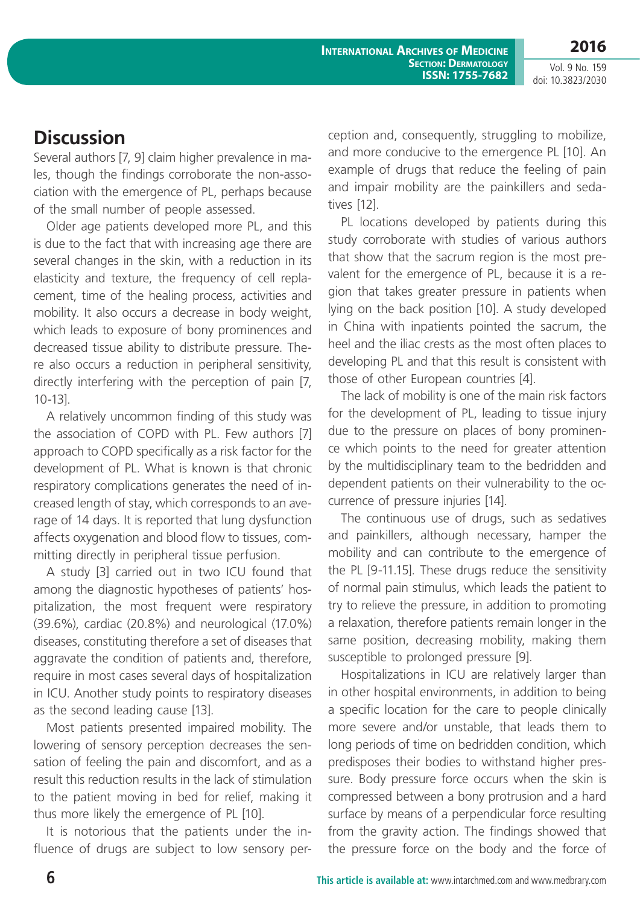## Discussion

Several authors [7, 9] claim higher prevalence in males, though the findings corroborate the non-association with the emergence of PL, perhaps because of the small number of people assessed.

Older age patients developed more PL, and this is due to the fact that with increasing age there are several changes in the skin, with a reduction in its elasticity and texture, the frequency of cell replacement, time of the healing process, activities and mobility. It also occurs a decrease in body weight, which leads to exposure of bony prominences and decreased tissue ability to distribute pressure. There also occurs a reduction in peripheral sensitivity, directly interfering with the perception of pain [7, 10-13].

A relatively uncommon finding of this study was the association of COPD with PL. Few authors [7] approach to COPD specifically as a risk factor for the development of PL. What is known is that chronic respiratory complications generates the need of increased length of stay, which corresponds to an average of 14 days. It is reported that lung dysfunction affects oxygenation and blood flow to tissues, committing directly in peripheral tissue perfusion.

A study [3] carried out in two ICU found that among the diagnostic hypotheses of patients' hospitalization, the most frequent were respiratory (39.6%), cardiac (20.8%) and neurological (17.0%) diseases, constituting therefore a set of diseases that aggravate the condition of patients and, therefore, require in most cases several days of hospitalization in ICU. Another study points to respiratory diseases as the second leading cause [13].

Most patients presented impaired mobility. The lowering of sensory perception decreases the sensation of feeling the pain and discomfort, and as a result this reduction results in the lack of stimulation to the patient moving in bed for relief, making it thus more likely the emergence of PL [10].

It is notorious that the patients under the influence of drugs are subject to low sensory perception and, consequently, struggling to mobilize, and more conducive to the emergence PL [10]. An example of drugs that reduce the feeling of pain and impair mobility are the painkillers and sedatives [12].

PL locations developed by patients during this study corroborate with studies of various authors that show that the sacrum region is the most prevalent for the emergence of PL, because it is a region that takes greater pressure in patients when lying on the back position [10]. A study developed in China with inpatients pointed the sacrum, the heel and the iliac crests as the most often places to developing PL and that this result is consistent with those of other European countries [4].

The lack of mobility is one of the main risk factors for the development of PL, leading to tissue injury due to the pressure on places of bony prominence which points to the need for greater attention by the multidisciplinary team to the bedridden and dependent patients on their vulnerability to the occurrence of pressure injuries [14].

The continuous use of drugs, such as sedatives and painkillers, although necessary, hamper the mobility and can contribute to the emergence of the PL [9-11.15]. These drugs reduce the sensitivity of normal pain stimulus, which leads the patient to try to relieve the pressure, in addition to promoting a relaxation, therefore patients remain longer in the same position, decreasing mobility, making them susceptible to prolonged pressure [9].

Hospitalizations in ICU are relatively larger than in other hospital environments, in addition to being a specific location for the care to people clinically more severe and/or unstable, that leads them to long periods of time on bedridden condition, which predisposes their bodies to withstand higher pressure. Body pressure force occurs when the skin is compressed between a bony protrusion and a hard surface by means of a perpendicular force resulting from the gravity action. The findings showed that the pressure force on the body and the force of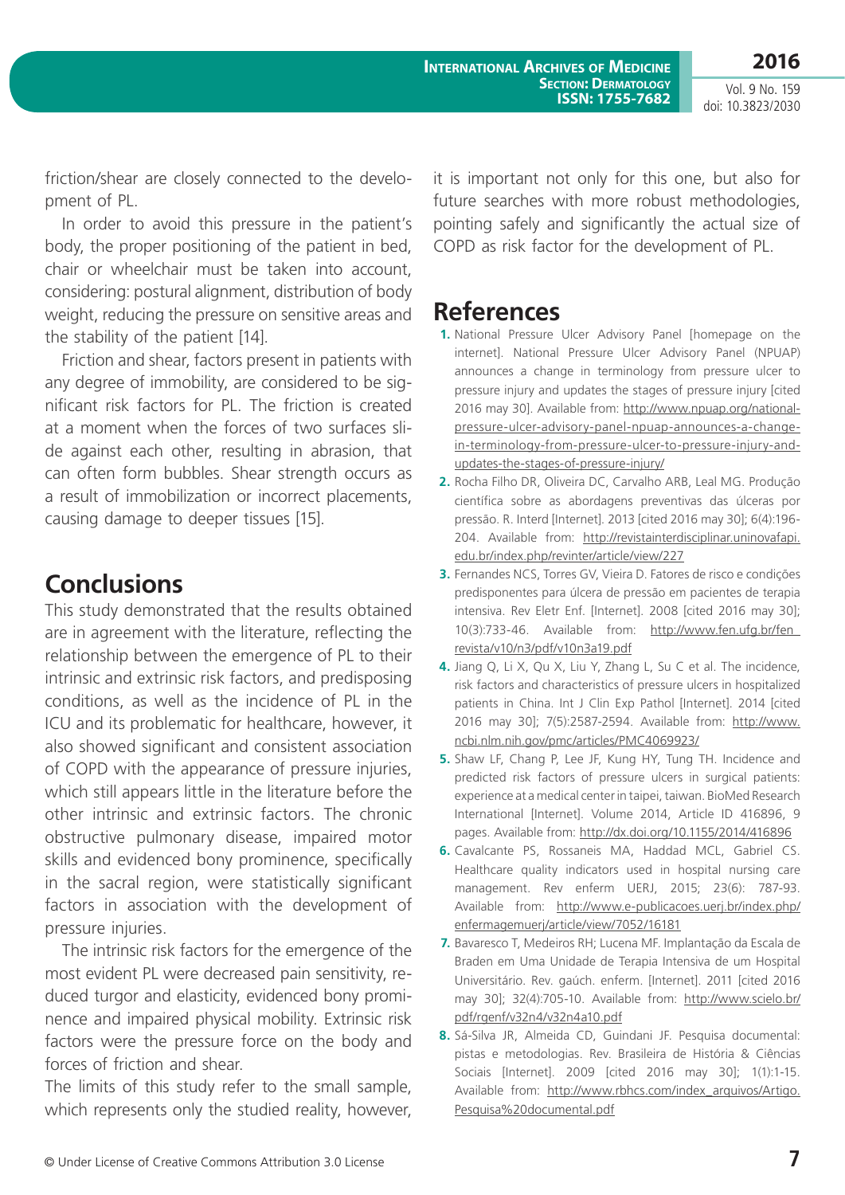friction/shear are closely connected to the development of PL.

In order to avoid this pressure in the patient's body, the proper positioning of the patient in bed, chair or wheelchair must be taken into account, considering: postural alignment, distribution of body weight, reducing the pressure on sensitive areas and the stability of the patient [14].

Friction and shear, factors present in patients with any degree of immobility, are considered to be significant risk factors for PL. The friction is created at a moment when the forces of two surfaces slide against each other, resulting in abrasion, that can often form bubbles. Shear strength occurs as a result of immobilization or incorrect placements, causing damage to deeper tissues [15].

## Conclusions

This study demonstrated that the results obtained are in agreement with the literature, reflecting the relationship between the emergence of PL to their intrinsic and extrinsic risk factors, and predisposing conditions, as well as the incidence of PL in the ICU and its problematic for healthcare, however, it also showed significant and consistent association of COPD with the appearance of pressure injuries, which still appears little in the literature before the other intrinsic and extrinsic factors. The chronic obstructive pulmonary disease, impaired motor skills and evidenced bony prominence, specifically in the sacral region, were statistically significant factors in association with the development of pressure injuries.

The intrinsic risk factors for the emergence of the most evident PL were decreased pain sensitivity, reduced turgor and elasticity, evidenced bony prominence and impaired physical mobility. Extrinsic risk factors were the pressure force on the body and forces of friction and shear.

The limits of this study refer to the small sample, which represents only the studied reality, however, it is important not only for this one, but also for future searches with more robust methodologies, pointing safely and significantly the actual size of COPD as risk factor for the development of PL.

## References

1. National Pressure Ulcer Advisory Panel [homepage on the internet]. National Pressure Ulcer Advisory Panel (NPUAP) announces a change in terminology from pressure ulcer to pressure injury and updates the stages of pressure injury [cited 2016 may 30]. Available from: http://www.npuap.org/national-pressure-ulcer-advisory-panel-npuap-announces-a-change-in-terminology-from-pressure-ulcer-to-pressure-injury-and-updates-the-stages-of-pressure-injury/
2. Rocha Filho DR, Oliveira DC, Carvalho ARB, Leal MG. Produção científica sobre as abordagens preventivas das úlceras por pressão. R. Interd [Internet]. 2013 [cited 2016 may 30]; 6(4):196-204. Available from: http://revistainterdisciplinar.uninovafapi.edu.br/index.php/revinter/article/view/227
3. Fernandes NCS, Torres GV, Vieira D. Fatores de risco e condições predisponentes para úlcera de pressão em pacientes de terapia intensiva. Rev Eletr Enf. [Internet]. 2008 [cited 2016 may 30]; 10(3):733-46. Available from: http://www.fen.ufg.br/fen_revista/v10/n3/pdf/v10n3a19.pdf
4. Jiang Q, Li X, Qu X, Liu Y, Zhang L, Su C et al. The incidence, risk factors and characteristics of pressure ulcers in hospitalized patients in China. Int J Clin Exp Pathol [Internet]. 2014 [cited 2016 may 30]; 7(5):2587-2594. Available from: http://www.ncbi.nlm.nih.gov/pmc/articles/PMC4069923/
5. Shaw LF, Chang P, Lee JF, Kung HY, Tung TH. Incidence and predicted risk factors of pressure ulcers in surgical patients: experience at a medical center in taipei, taiwan. BioMed Research International [Internet]. Volume 2014, Article ID 416896, 9 pages. Available from: http://dx.doi.org/10.1155/2014/416896
6. Cavalcante PS, Rossaneis MA, Haddad MCL, Gabriel CS. Healthcare quality indicators used in hospital nursing care management. Rev enferm UERJ, 2015; 23(6): 787-93. Available from: http://www.e-publicacoes.uerj.br/index.php/enfermagemuerj/article/view/7052/16181
7. Bavaresco T, Medeiros RH; Lucena MF. Implantação da Escala de Braden em Uma Unidade de Terapia Intensiva de um Hospital Universitário. Rev. gaúch. enferm. [Internet]. 2011 [cited 2016 may 30]; 32(4):705-10. Available from: http://www.scielo.br/pdf/rgenf/v32n4/v32n4a10.pdf
8. Sá-Silva JR, Almeida CD, Guindani JF. Pesquisa documental: pistas e metodologias. Rev. Brasileira de História & Ciências Sociais [Internet]. 2009 [cited 2016 may 30]; 1(1):1-15. Available from: http://www.rbhcs.com/index_arquivos/Artigo.Pesquisa%20documental.pdf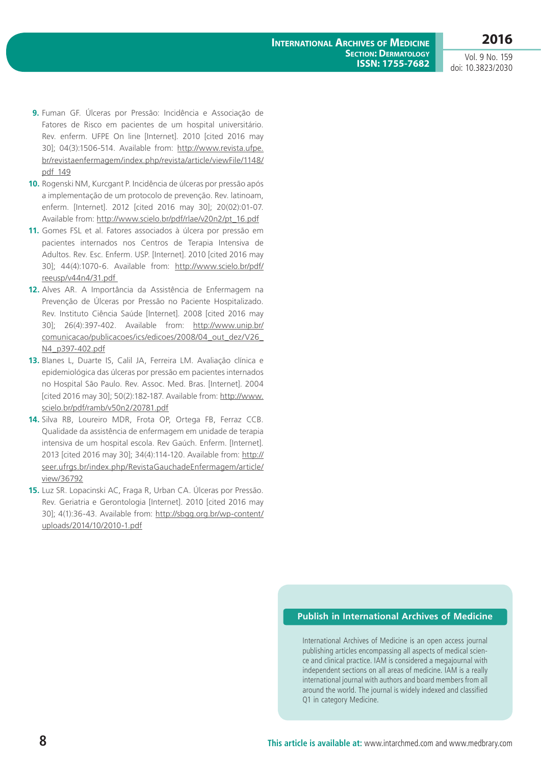9. Fuman GF. Úlceras por Pressão: Incidência e Associação de Fatores de Risco em pacientes de um hospital universitário. Rev. enferm. UFPE On line [Internet]. 2010 [cited 2016 may 30]; 04(3):1506-514. Available from: http://www.revista.ufpe.br/revistaenfermagem/index.php/revista/article/viewFile/1148/pdf_149
10. Rogenski NM, Kurcgant P. Incidência de úlceras por pressão após a implementação de um protocolo de prevenção. Rev. latinoam, enferm. [Internet]. 2012 [cited 2016 may 30]; 20(02):01-07. Available from: http://www.scielo.br/pdf/rlae/v20n2/pt_16.pdf
11. Gomes FSL et al. Fatores associados à úlcera por pressão em pacientes internados nos Centros de Terapia Intensiva de Adultos. Rev. Esc. Enferm. USP. [Internet]. 2010 [cited 2016 may 30]; 44(4):1070-6. Available from: http://www.scielo.br/pdf/reeusp/v44n4/31.pdf
12. Alves AR. A Importância da Assistência de Enfermagem na Prevenção de Úlceras por Pressão no Paciente Hospitalizado. Rev. Instituto Ciência Saúde [Internet]. 2008 [cited 2016 may 30]; 26(4):397-402. Available from: http://www.unip.br/comunicacao/publicacoes/ics/edicoes/2008/04_out_dez/V26_N4_p397-402.pdf
13. Blanes L, Duarte IS, Calil JA, Ferreira LM. Avaliação clínica e epidemiológica das úlceras por pressão em pacientes internados no Hospital São Paulo. Rev. Assoc. Med. Bras. [Internet]. 2004 [cited 2016 may 30]; 50(2):182-187. Available from: http://www.scielo.br/pdf/ramb/v50n2/20781.pdf
14. Silva RB, Loureiro MDR, Frota OP, Ortega FB, Ferraz CCB. Qualidade da assistência de enfermagem em unidade de terapia intensiva de um hospital escola. Rev Gaúch. Enferm. [Internet]. 2013 [cited 2016 may 30]; 34(4):114-120. Available from: http://seer.ufrgs.br/index.php/RevistaGauchadeEnfermagem/article/view/36792
15. Luz SR. Lopacinski AC, Fraga R, Urban CA. Úlceras por Pressão. Rev. Geriatria e Gerontologia [Internet]. 2010 [cited 2016 may 30]; 4(1):36-43. Available from: http://sbgg.org.br/wp-content/uploads/2014/10/2010-1.pdf

**Publish in International Archives of Medicine**

International Archives of Medicine is an open access journal publishing articles encompassing all aspects of medical science and clinical practice. IAM is considered a megajournal with independent sections on all areas of medicine. IAM is a really international journal with authors and board members from all around the world. The journal is widely indexed and classified Q1 in category Medicine.